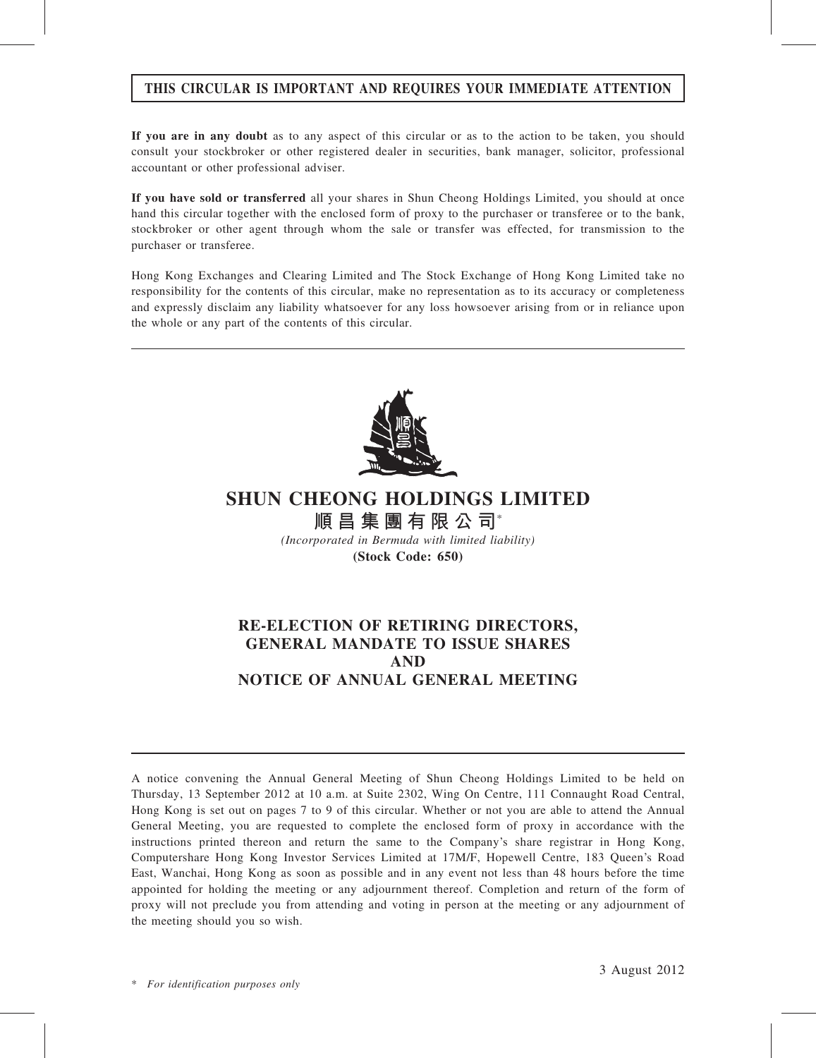**THIS CIRCULAR IS IMPORTANT AND REQUIRES YOUR IMMEDIATE ATTENTION**

**If you are in any doubt** as to any aspect of this circular or as to the action to be taken, you should consult your stockbroker or other registered dealer in securities, bank manager, solicitor, professional accountant or other professional adviser.

**If you have sold or transferred** all your shares in Shun Cheong Holdings Limited, you should at once hand this circular together with the enclosed form of proxy to the purchaser or transferee or to the bank, stockbroker or other agent through whom the sale or transfer was effected, for transmission to the purchaser or transferee.

Hong Kong Exchanges and Clearing Limited and The Stock Exchange of Hong Kong Limited take no responsibility for the contents of this circular, make no representation as to its accuracy or completeness and expressly disclaim any liability whatsoever for any loss howsoever arising from or in reliance upon the whole or any part of the contents of this circular.

# SHUN CHEONG HOLDINGS LIMITED

**順昌集團有限公司***

*(Incorporated in Bermuda with limited liability)*

**(Stock Code: 650)**

## RE-ELECTION OF RETIRING DIRECTORS, GENERAL MANDATE TO ISSUE SHARES AND NOTICE OF ANNUAL GENERAL MEETING

A notice convening the Annual General Meeting of Shun Cheong Holdings Limited to be held on Thursday, 13 September 2012 at 10 a.m. at Suite 2302, Wing On Centre, 111 Connaught Road Central, Hong Kong is set out on pages 7 to 9 of this circular. Whether or not you are able to attend the Annual General Meeting, you are requested to complete the enclosed form of proxy in accordance with the instructions printed thereon and return the same to the Company's share registrar in Hong Kong, Computershare Hong Kong Investor Services Limited at 17M/F, Hopewell Centre, 183 Queen's Road East, Wanchai, Hong Kong as soon as possible and in any event not less than 48 hours before the time appointed for holding the meeting or any adjournment thereof. Completion and return of the form of proxy will not preclude you from attending and voting in person at the meeting or any adjournment of the meeting should you so wish.

3 August 2012

\* *For identification purposes only*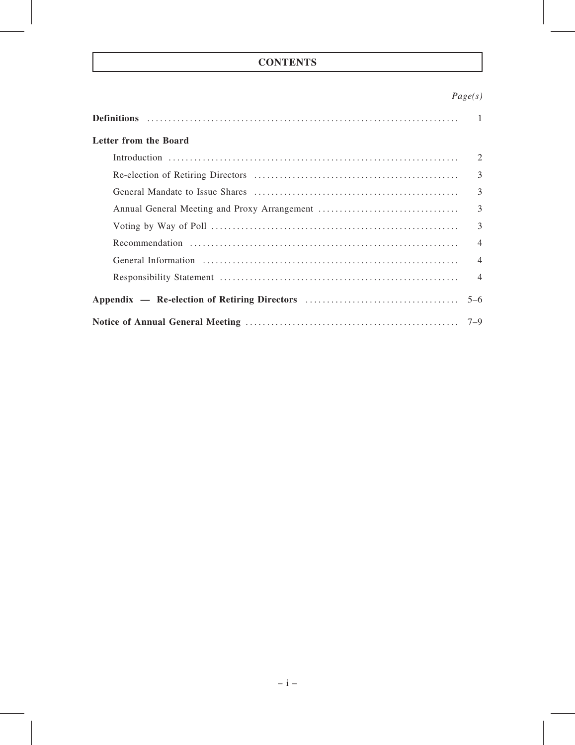# CONTENTS

| | *Page(s)* |
|---|---|
| **Definitions** | 1 |
| **Letter from the Board** | |
| Introduction | 2 |
| Re-election of Retiring Directors | 3 |
| General Mandate to Issue Shares | 3 |
| Annual General Meeting and Proxy Arrangement | 3 |
| Voting by Way of Poll | 3 |
| Recommendation | 4 |
| General Information | 4 |
| Responsibility Statement | 4 |
| **Appendix — Re-election of Retiring Directors** | 5–6 |
| **Notice of Annual General Meeting** | 7–9 |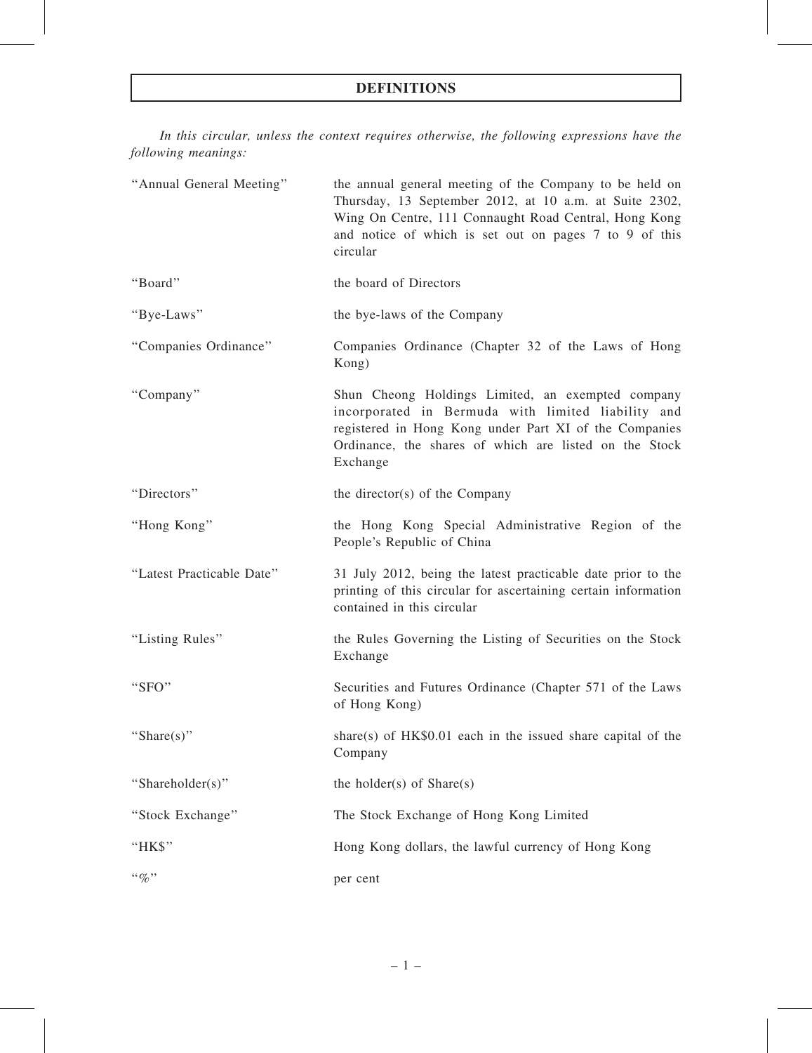# DEFINITIONS

*In this circular, unless the context requires otherwise, the following expressions have the following meanings:*

| | |
|---|---|
| "Annual General Meeting" | the annual general meeting of the Company to be held on Thursday, 13 September 2012, at 10 a.m. at Suite 2302, Wing On Centre, 111 Connaught Road Central, Hong Kong and notice of which is set out on pages 7 to 9 of this circular |
| "Board" | the board of Directors |
| "Bye-Laws" | the bye-laws of the Company |
| "Companies Ordinance" | Companies Ordinance (Chapter 32 of the Laws of Hong Kong) |
| "Company" | Shun Cheong Holdings Limited, an exempted company incorporated in Bermuda with limited liability and registered in Hong Kong under Part XI of the Companies Ordinance, the shares of which are listed on the Stock Exchange |
| "Directors" | the director(s) of the Company |
| "Hong Kong" | the Hong Kong Special Administrative Region of the People's Republic of China |
| "Latest Practicable Date" | 31 July 2012, being the latest practicable date prior to the printing of this circular for ascertaining certain information contained in this circular |
| "Listing Rules" | the Rules Governing the Listing of Securities on the Stock Exchange |
| "SFO" | Securities and Futures Ordinance (Chapter 571 of the Laws of Hong Kong) |
| "Share(s)" | share(s) of HK$0.01 each in the issued share capital of the Company |
| "Shareholder(s)" | the holder(s) of Share(s) |
| "Stock Exchange" | The Stock Exchange of Hong Kong Limited |
| "HK$" | Hong Kong dollars, the lawful currency of Hong Kong |
| "%" | per cent |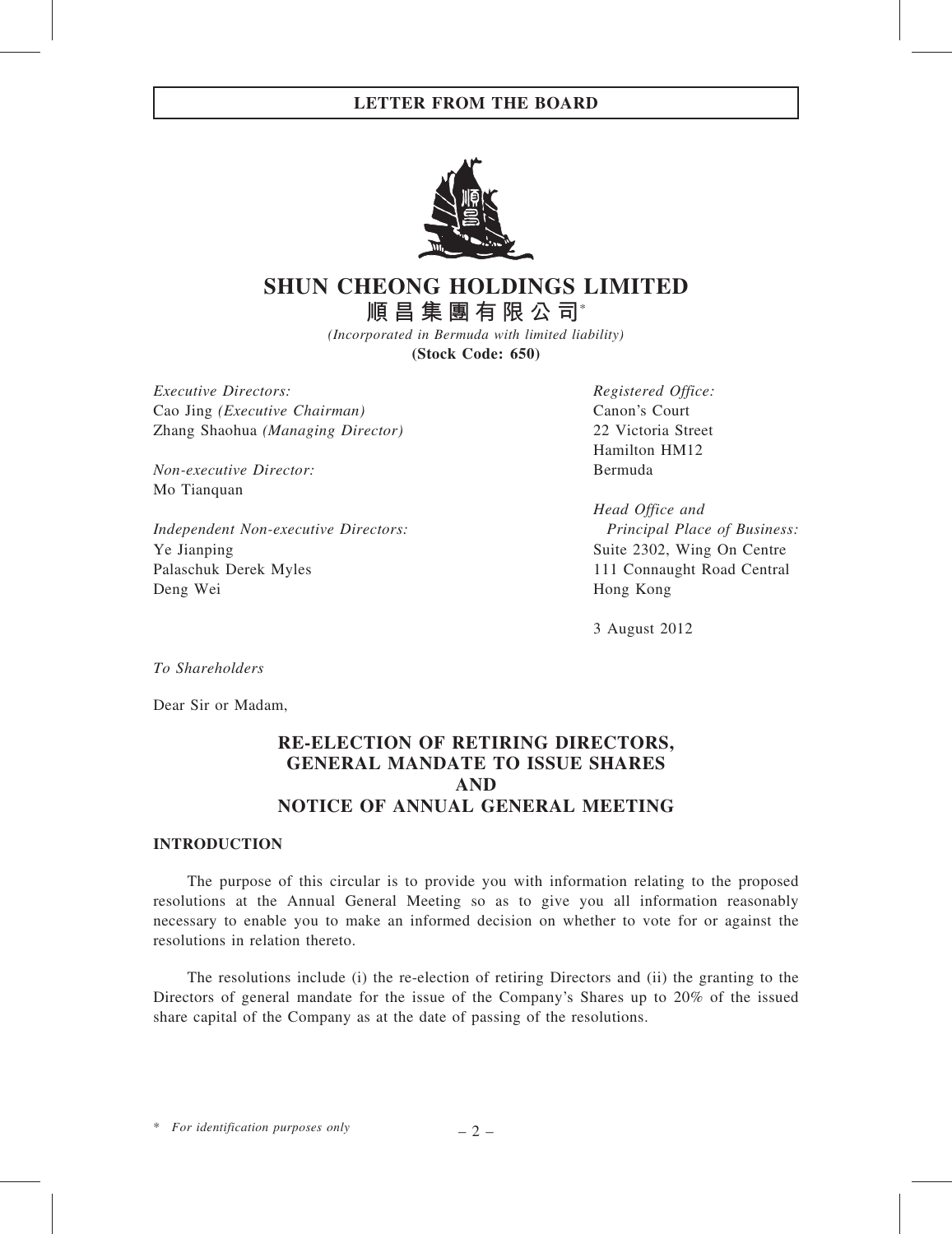# LETTER FROM THE BOARD

# SHUN CHEONG HOLDINGS LIMITED

## 順昌集團有限公司*

*(Incorporated in Bermuda with limited liability)*

**(Stock Code: 650)**

*Executive Directors:*
Cao Jing *(Executive Chairman)*
Zhang Shaohua *(Managing Director)*

*Non-executive Director:*
Mo Tianquan

*Independent Non-executive Directors:*
Ye Jianping
Palaschuk Derek Myles
Deng Wei

*Registered Office:*
Canon's Court
22 Victoria Street
Hamilton HM12
Bermuda

*Head Office and Principal Place of Business:*
Suite 2302, Wing On Centre
111 Connaught Road Central
Hong Kong

3 August 2012

*To Shareholders*

Dear Sir or Madam,

## RE-ELECTION OF RETIRING DIRECTORS, GENERAL MANDATE TO ISSUE SHARES AND NOTICE OF ANNUAL GENERAL MEETING

### INTRODUCTION

The purpose of this circular is to provide you with information relating to the proposed resolutions at the Annual General Meeting so as to give you all information reasonably necessary to enable you to make an informed decision on whether to vote for or against the resolutions in relation thereto.

The resolutions include (i) the re-election of retiring Directors and (ii) the granting to the Directors of general mandate for the issue of the Company's Shares up to 20% of the issued share capital of the Company as at the date of passing of the resolutions.

\* *For identification purposes only*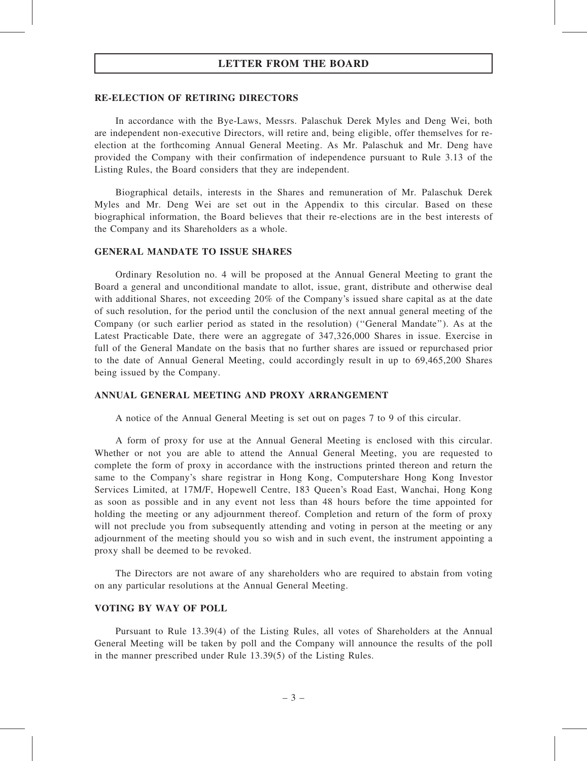## LETTER FROM THE BOARD

### RE-ELECTION OF RETIRING DIRECTORS

In accordance with the Bye-Laws, Messrs. Palaschuk Derek Myles and Deng Wei, both are independent non-executive Directors, will retire and, being eligible, offer themselves for re-election at the forthcoming Annual General Meeting. As Mr. Palaschuk and Mr. Deng have provided the Company with their confirmation of independence pursuant to Rule 3.13 of the Listing Rules, the Board considers that they are independent.

Biographical details, interests in the Shares and remuneration of Mr. Palaschuk Derek Myles and Mr. Deng Wei are set out in the Appendix to this circular. Based on these biographical information, the Board believes that their re-elections are in the best interests of the Company and its Shareholders as a whole.

### GENERAL MANDATE TO ISSUE SHARES

Ordinary Resolution no. 4 will be proposed at the Annual General Meeting to grant the Board a general and unconditional mandate to allot, issue, grant, distribute and otherwise deal with additional Shares, not exceeding 20% of the Company's issued share capital as at the date of such resolution, for the period until the conclusion of the next annual general meeting of the Company (or such earlier period as stated in the resolution) (''General Mandate''). As at the Latest Practicable Date, there were an aggregate of 347,326,000 Shares in issue. Exercise in full of the General Mandate on the basis that no further shares are issued or repurchased prior to the date of Annual General Meeting, could accordingly result in up to 69,465,200 Shares being issued by the Company.

### ANNUAL GENERAL MEETING AND PROXY ARRANGEMENT

A notice of the Annual General Meeting is set out on pages 7 to 9 of this circular.

A form of proxy for use at the Annual General Meeting is enclosed with this circular. Whether or not you are able to attend the Annual General Meeting, you are requested to complete the form of proxy in accordance with the instructions printed thereon and return the same to the Company's share registrar in Hong Kong, Computershare Hong Kong Investor Services Limited, at 17M/F, Hopewell Centre, 183 Queen's Road East, Wanchai, Hong Kong as soon as possible and in any event not less than 48 hours before the time appointed for holding the meeting or any adjournment thereof. Completion and return of the form of proxy will not preclude you from subsequently attending and voting in person at the meeting or any adjournment of the meeting should you so wish and in such event, the instrument appointing a proxy shall be deemed to be revoked.

The Directors are not aware of any shareholders who are required to abstain from voting on any particular resolutions at the Annual General Meeting.

### VOTING BY WAY OF POLL

Pursuant to Rule 13.39(4) of the Listing Rules, all votes of Shareholders at the Annual General Meeting will be taken by poll and the Company will announce the results of the poll in the manner prescribed under Rule 13.39(5) of the Listing Rules.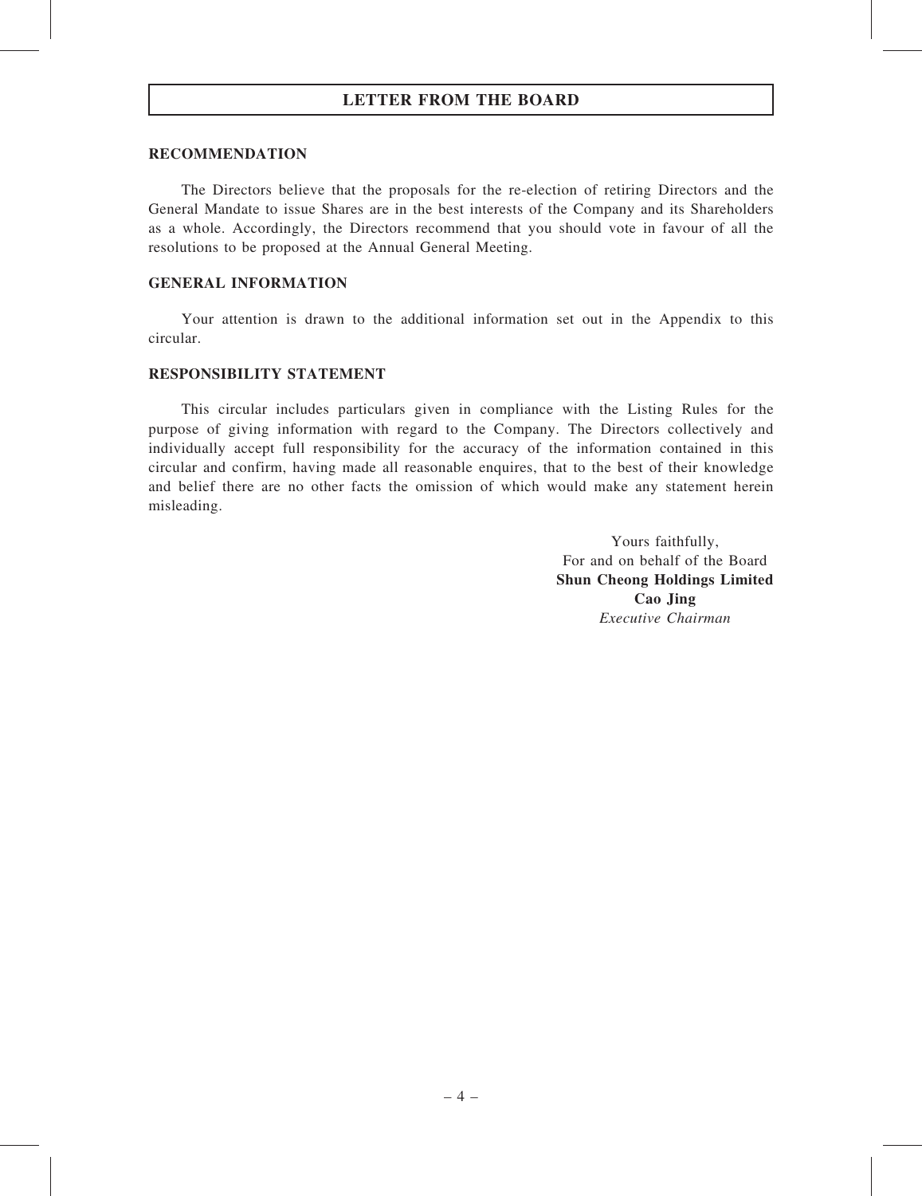## LETTER FROM THE BOARD

### RECOMMENDATION

The Directors believe that the proposals for the re-election of retiring Directors and the General Mandate to issue Shares are in the best interests of the Company and its Shareholders as a whole. Accordingly, the Directors recommend that you should vote in favour of all the resolutions to be proposed at the Annual General Meeting.

### GENERAL INFORMATION

Your attention is drawn to the additional information set out in the Appendix to this circular.

### RESPONSIBILITY STATEMENT

This circular includes particulars given in compliance with the Listing Rules for the purpose of giving information with regard to the Company. The Directors collectively and individually accept full responsibility for the accuracy of the information contained in this circular and confirm, having made all reasonable enquires, that to the best of their knowledge and belief there are no other facts the omission of which would make any statement herein misleading.

Yours faithfully,
For and on behalf of the Board
**Shun Cheong Holdings Limited**
**Cao Jing**
*Executive Chairman*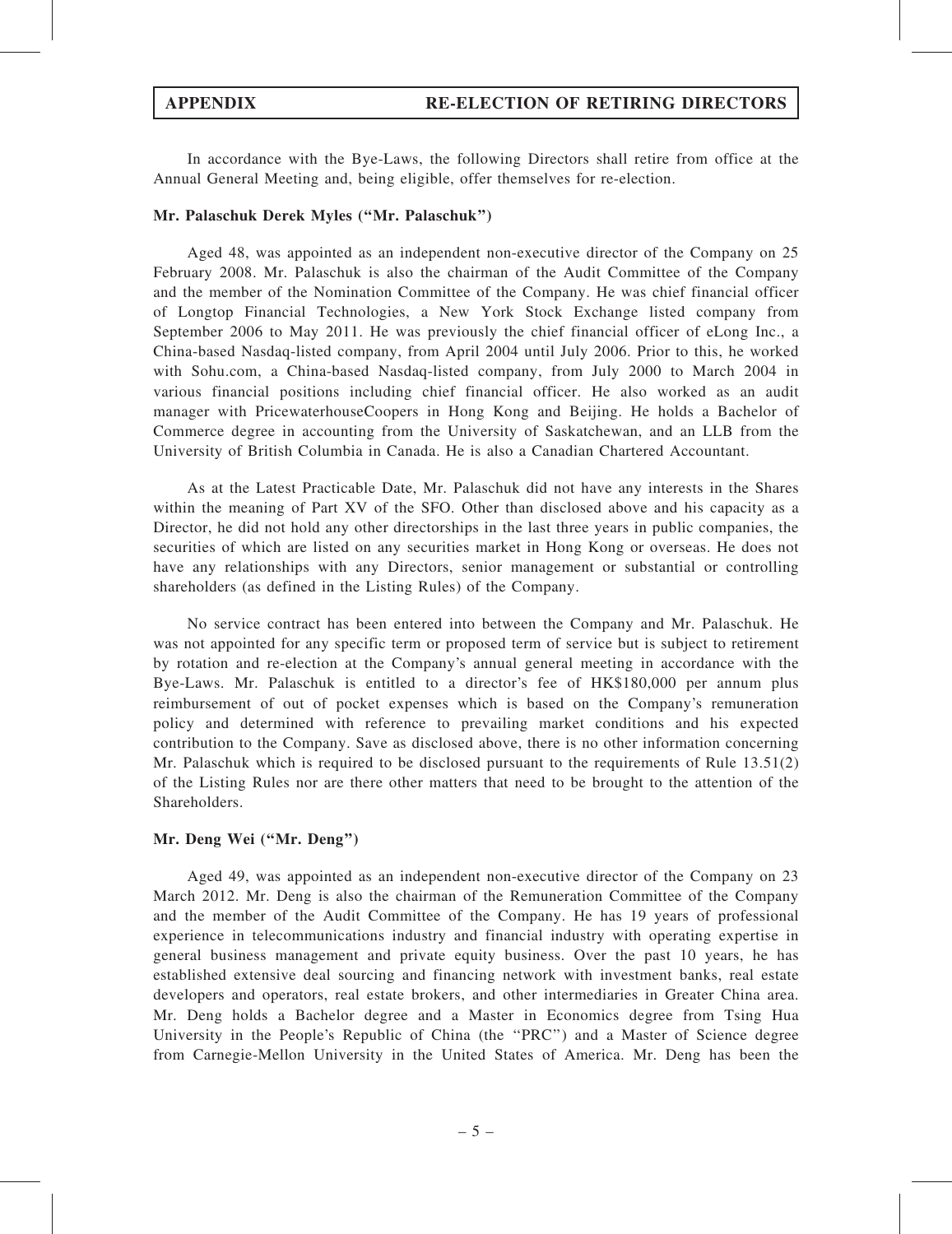In accordance with the Bye-Laws, the following Directors shall retire from office at the Annual General Meeting and, being eligible, offer themselves for re-election.

**Mr. Palaschuk Derek Myles ("Mr. Palaschuk")**

Aged 48, was appointed as an independent non-executive director of the Company on 25 February 2008. Mr. Palaschuk is also the chairman of the Audit Committee of the Company and the member of the Nomination Committee of the Company. He was chief financial officer of Longtop Financial Technologies, a New York Stock Exchange listed company from September 2006 to May 2011. He was previously the chief financial officer of eLong Inc., a China-based Nasdaq-listed company, from April 2004 until July 2006. Prior to this, he worked with Sohu.com, a China-based Nasdaq-listed company, from July 2000 to March 2004 in various financial positions including chief financial officer. He also worked as an audit manager with PricewaterhouseCoopers in Hong Kong and Beijing. He holds a Bachelor of Commerce degree in accounting from the University of Saskatchewan, and an LLB from the University of British Columbia in Canada. He is also a Canadian Chartered Accountant.

As at the Latest Practicable Date, Mr. Palaschuk did not have any interests in the Shares within the meaning of Part XV of the SFO. Other than disclosed above and his capacity as a Director, he did not hold any other directorships in the last three years in public companies, the securities of which are listed on any securities market in Hong Kong or overseas. He does not have any relationships with any Directors, senior management or substantial or controlling shareholders (as defined in the Listing Rules) of the Company.

No service contract has been entered into between the Company and Mr. Palaschuk. He was not appointed for any specific term or proposed term of service but is subject to retirement by rotation and re-election at the Company's annual general meeting in accordance with the Bye-Laws. Mr. Palaschuk is entitled to a director's fee of HK$180,000 per annum plus reimbursement of out of pocket expenses which is based on the Company's remuneration policy and determined with reference to prevailing market conditions and his expected contribution to the Company. Save as disclosed above, there is no other information concerning Mr. Palaschuk which is required to be disclosed pursuant to the requirements of Rule 13.51(2) of the Listing Rules nor are there other matters that need to be brought to the attention of the Shareholders.

**Mr. Deng Wei ("Mr. Deng")**

Aged 49, was appointed as an independent non-executive director of the Company on 23 March 2012. Mr. Deng is also the chairman of the Remuneration Committee of the Company and the member of the Audit Committee of the Company. He has 19 years of professional experience in telecommunications industry and financial industry with operating expertise in general business management and private equity business. Over the past 10 years, he has established extensive deal sourcing and financing network with investment banks, real estate developers and operators, real estate brokers, and other intermediaries in Greater China area. Mr. Deng holds a Bachelor degree and a Master in Economics degree from Tsing Hua University in the People's Republic of China (the "PRC") and a Master of Science degree from Carnegie-Mellon University in the United States of America. Mr. Deng has been the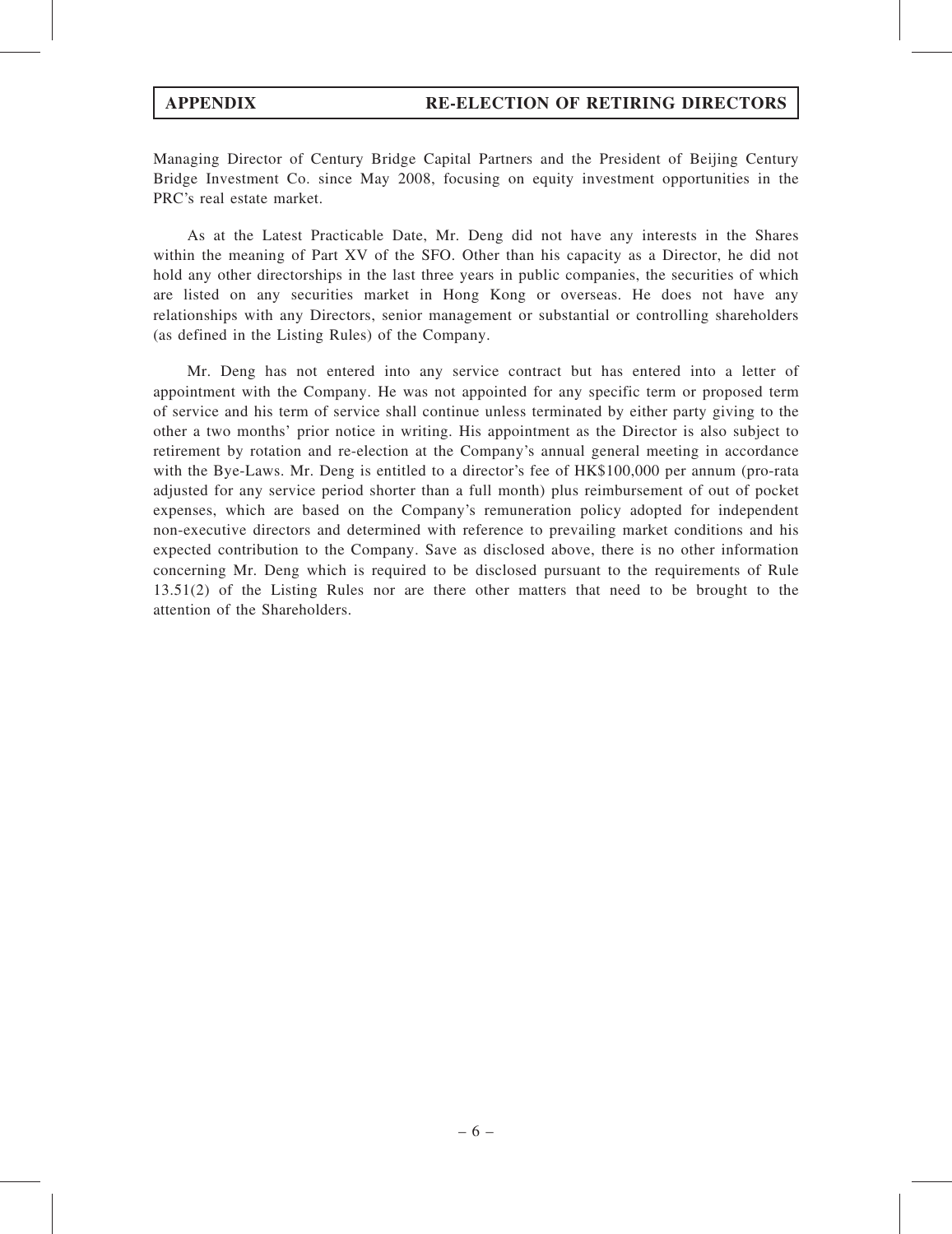Managing Director of Century Bridge Capital Partners and the President of Beijing Century Bridge Investment Co. since May 2008, focusing on equity investment opportunities in the PRC's real estate market.

As at the Latest Practicable Date, Mr. Deng did not have any interests in the Shares within the meaning of Part XV of the SFO. Other than his capacity as a Director, he did not hold any other directorships in the last three years in public companies, the securities of which are listed on any securities market in Hong Kong or overseas. He does not have any relationships with any Directors, senior management or substantial or controlling shareholders (as defined in the Listing Rules) of the Company.

Mr. Deng has not entered into any service contract but has entered into a letter of appointment with the Company. He was not appointed for any specific term or proposed term of service and his term of service shall continue unless terminated by either party giving to the other a two months' prior notice in writing. His appointment as the Director is also subject to retirement by rotation and re-election at the Company's annual general meeting in accordance with the Bye-Laws. Mr. Deng is entitled to a director's fee of HK$100,000 per annum (pro-rata adjusted for any service period shorter than a full month) plus reimbursement of out of pocket expenses, which are based on the Company's remuneration policy adopted for independent non-executive directors and determined with reference to prevailing market conditions and his expected contribution to the Company. Save as disclosed above, there is no other information concerning Mr. Deng which is required to be disclosed pursuant to the requirements of Rule 13.51(2) of the Listing Rules nor are there other matters that need to be brought to the attention of the Shareholders.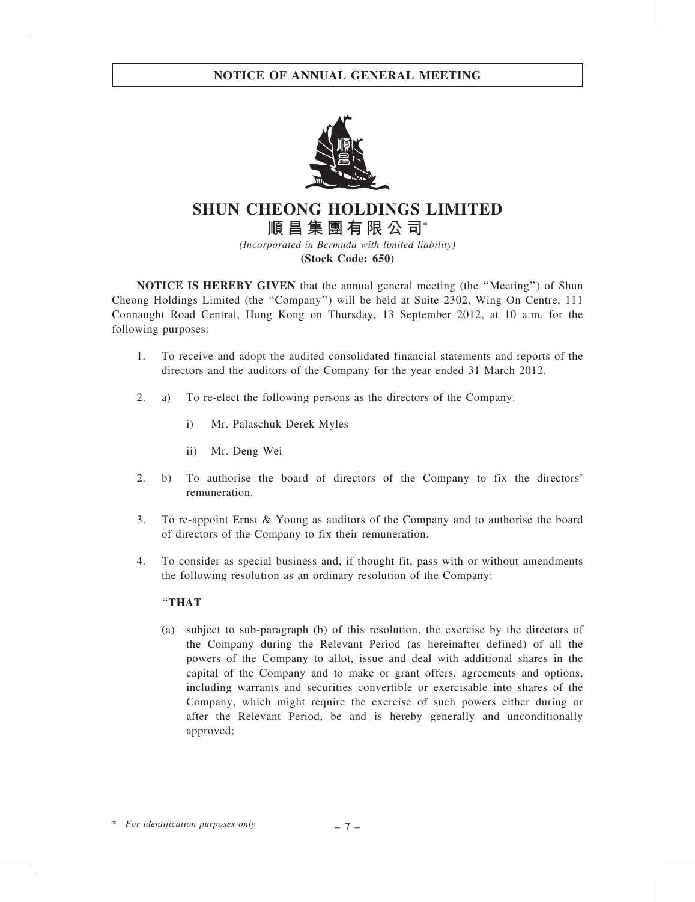# NOTICE OF ANNUAL GENERAL MEETING

# SHUN CHEONG HOLDINGS LIMITED

## 順昌集團有限公司*

*(Incorporated in Bermuda with limited liability)*

**(Stock Code: 650)**

**NOTICE IS HEREBY GIVEN** that the annual general meeting (the ''Meeting'') of Shun Cheong Holdings Limited (the ''Company'') will be held at Suite 2302, Wing On Centre, 111 Connaught Road Central, Hong Kong on Thursday, 13 September 2012, at 10 a.m. for the following purposes:

1. To receive and adopt the audited consolidated financial statements and reports of the directors and the auditors of the Company for the year ended 31 March 2012.

2. a) To re-elect the following persons as the directors of the Company:

   i) Mr. Palaschuk Derek Myles

   ii) Mr. Deng Wei

2. b) To authorise the board of directors of the Company to fix the directors' remuneration.

3. To re-appoint Ernst & Young as auditors of the Company and to authorise the board of directors of the Company to fix their remuneration.

4. To consider as special business and, if thought fit, pass with or without amendments the following resolution as an ordinary resolution of the Company:

   ''**THAT**

   (a) subject to sub-paragraph (b) of this resolution, the exercise by the directors of the Company during the Relevant Period (as hereinafter defined) of all the powers of the Company to allot, issue and deal with additional shares in the capital of the Company and to make or grant offers, agreements and options, including warrants and securities convertible or exercisable into shares of the Company, which might require the exercise of such powers either during or after the Relevant Period, be and is hereby generally and unconditionally approved;

\* *For identification purposes only*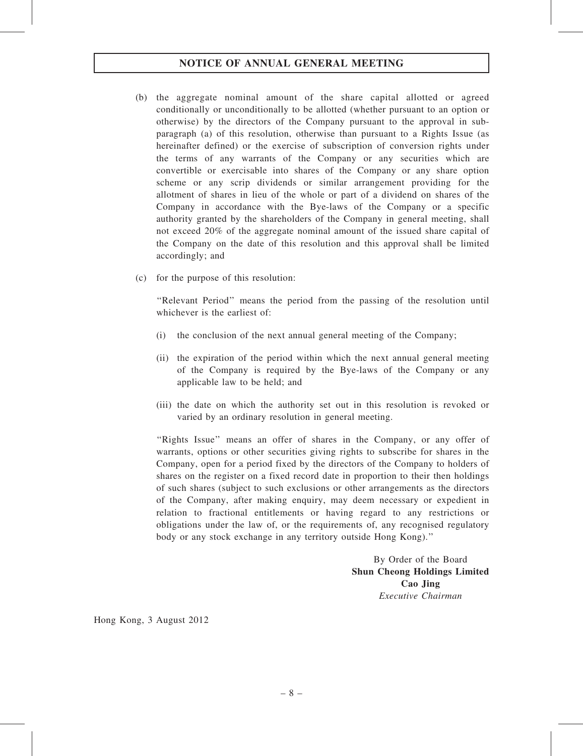(b) the aggregate nominal amount of the share capital allotted or agreed conditionally or unconditionally to be allotted (whether pursuant to an option or otherwise) by the directors of the Company pursuant to the approval in sub-paragraph (a) of this resolution, otherwise than pursuant to a Rights Issue (as hereinafter defined) or the exercise of subscription of conversion rights under the terms of any warrants of the Company or any securities which are convertible or exercisable into shares of the Company or any share option scheme or any scrip dividends or similar arrangement providing for the allotment of shares in lieu of the whole or part of a dividend on shares of the Company in accordance with the Bye-laws of the Company or a specific authority granted by the shareholders of the Company in general meeting, shall not exceed 20% of the aggregate nominal amount of the issued share capital of the Company on the date of this resolution and this approval shall be limited accordingly; and

(c) for the purpose of this resolution:

"Relevant Period" means the period from the passing of the resolution until whichever is the earliest of:

(i) the conclusion of the next annual general meeting of the Company;

(ii) the expiration of the period within which the next annual general meeting of the Company is required by the Bye-laws of the Company or any applicable law to be held; and

(iii) the date on which the authority set out in this resolution is revoked or varied by an ordinary resolution in general meeting.

"Rights Issue" means an offer of shares in the Company, or any offer of warrants, options or other securities giving rights to subscribe for shares in the Company, open for a period fixed by the directors of the Company to holders of shares on the register on a fixed record date in proportion to their then holdings of such shares (subject to such exclusions or other arrangements as the directors of the Company, after making enquiry, may deem necessary or expedient in relation to fractional entitlements or having regard to any restrictions or obligations under the law of, or the requirements of, any recognised regulatory body or any stock exchange in any territory outside Hong Kong)."

By Order of the Board
**Shun Cheong Holdings Limited**
**Cao Jing**
*Executive Chairman*

Hong Kong, 3 August 2012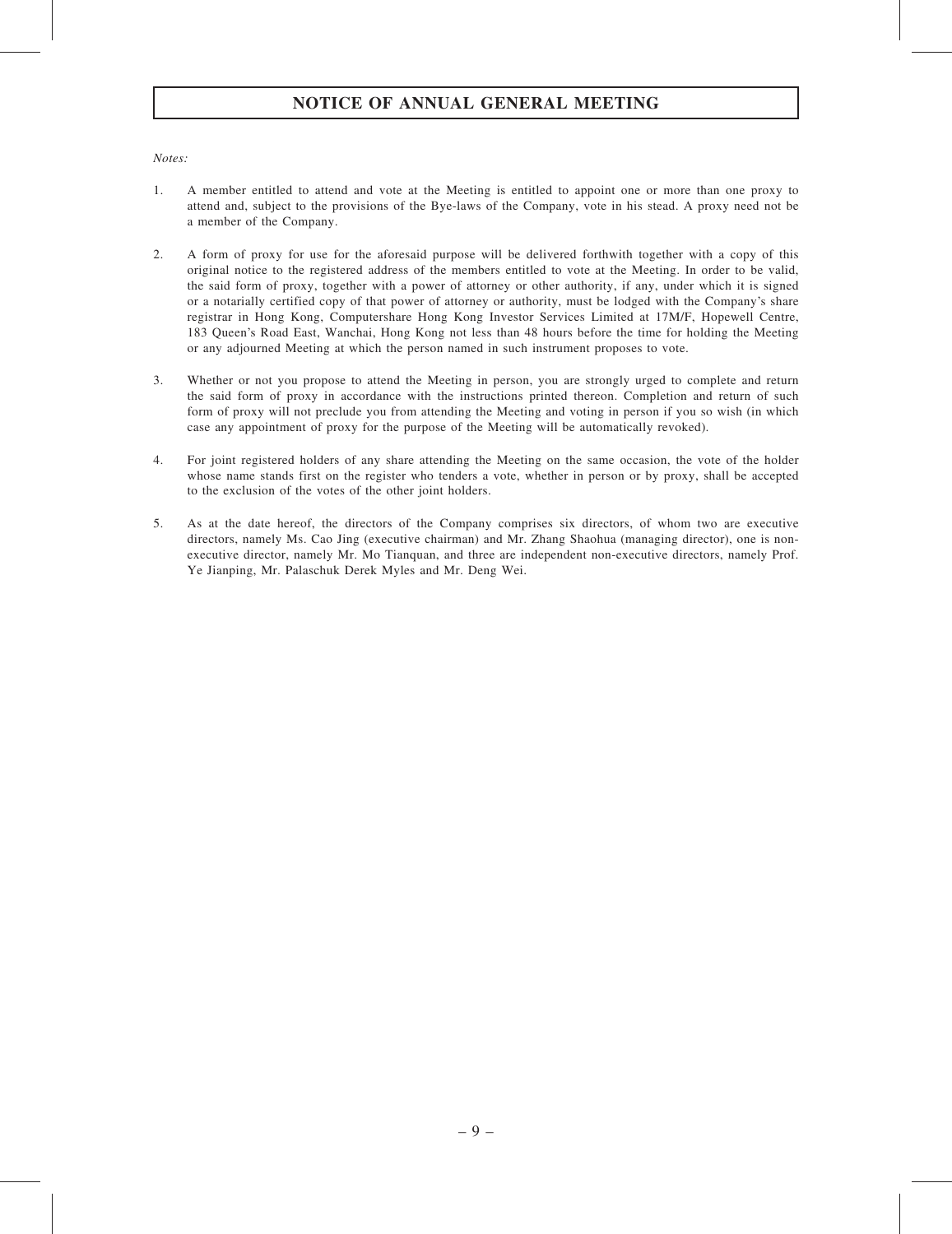# NOTICE OF ANNUAL GENERAL MEETING

*Notes:*

1. A member entitled to attend and vote at the Meeting is entitled to appoint one or more than one proxy to attend and, subject to the provisions of the Bye-laws of the Company, vote in his stead. A proxy need not be a member of the Company.

2. A form of proxy for use for the aforesaid purpose will be delivered forthwith together with a copy of this original notice to the registered address of the members entitled to vote at the Meeting. In order to be valid, the said form of proxy, together with a power of attorney or other authority, if any, under which it is signed or a notarially certified copy of that power of attorney or authority, must be lodged with the Company's share registrar in Hong Kong, Computershare Hong Kong Investor Services Limited at 17M/F, Hopewell Centre, 183 Queen's Road East, Wanchai, Hong Kong not less than 48 hours before the time for holding the Meeting or any adjourned Meeting at which the person named in such instrument proposes to vote.

3. Whether or not you propose to attend the Meeting in person, you are strongly urged to complete and return the said form of proxy in accordance with the instructions printed thereon. Completion and return of such form of proxy will not preclude you from attending the Meeting and voting in person if you so wish (in which case any appointment of proxy for the purpose of the Meeting will be automatically revoked).

4. For joint registered holders of any share attending the Meeting on the same occasion, the vote of the holder whose name stands first on the register who tenders a vote, whether in person or by proxy, shall be accepted to the exclusion of the votes of the other joint holders.

5. As at the date hereof, the directors of the Company comprises six directors, of whom two are executive directors, namely Ms. Cao Jing (executive chairman) and Mr. Zhang Shaohua (managing director), one is non-executive director, namely Mr. Mo Tianquan, and three are independent non-executive directors, namely Prof. Ye Jianping, Mr. Palaschuk Derek Myles and Mr. Deng Wei.